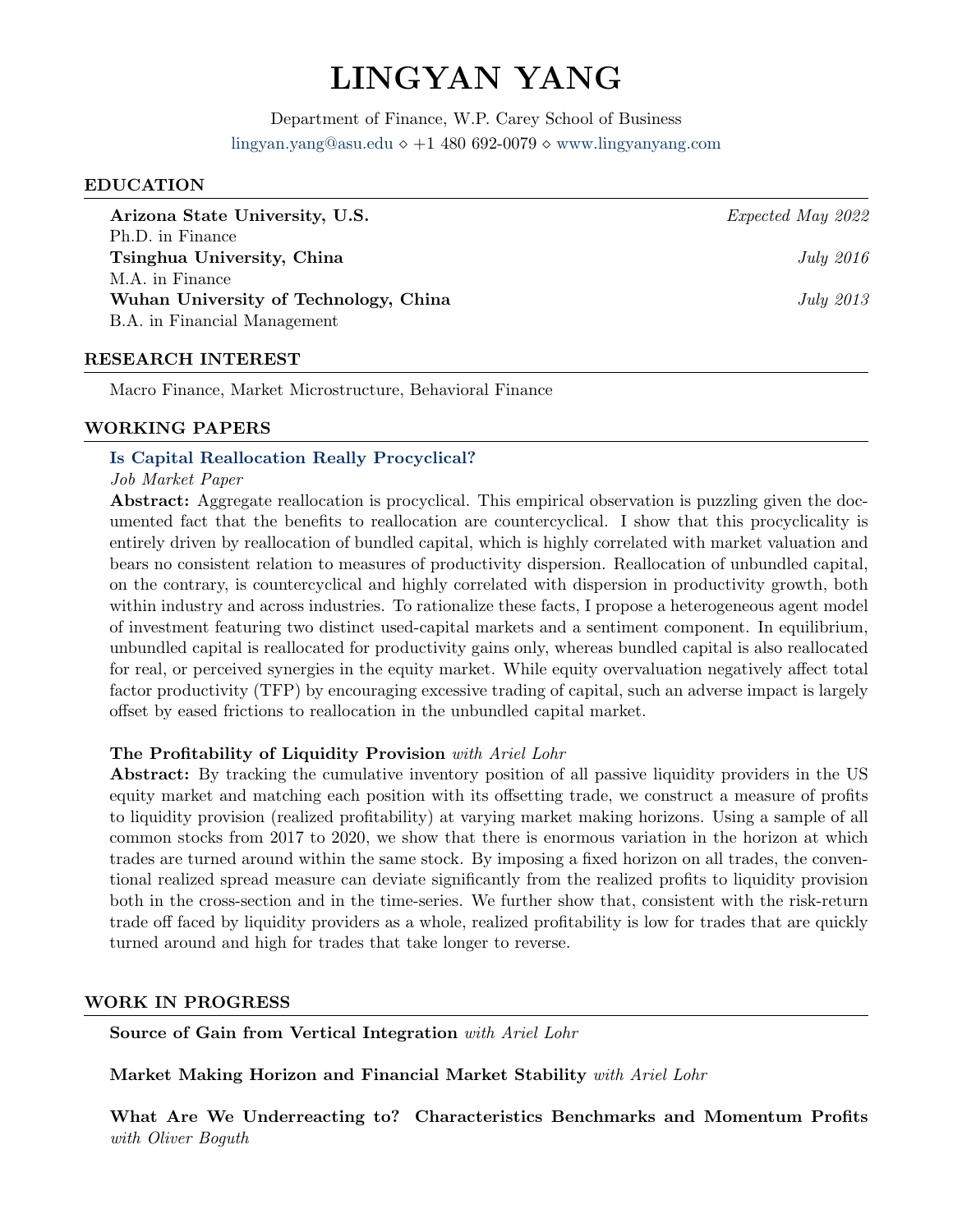# LINGYAN YANG

Department of Finance, W.P. Carey School of Business
lingyan.yang@asu.edu ⋄ +1 480 692-0079 ⋄ www.lingyanyang.com

## EDUCATION

**Arizona State University, U.S.** — *Expected May 2022*
Ph.D. in Finance

**Tsinghua University, China** — *July 2016*
M.A. in Finance

**Wuhan University of Technology, China** — *July 2013*
B.A. in Financial Management

## RESEARCH INTEREST

Macro Finance, Market Microstructure, Behavioral Finance

## WORKING PAPERS

**Is Capital Reallocation Really Procyclical?**
*Job Market Paper*
**Abstract:** Aggregate reallocation is procyclical. This empirical observation is puzzling given the documented fact that the benefits to reallocation are countercyclical. I show that this procyclicality is entirely driven by reallocation of bundled capital, which is highly correlated with market valuation and bears no consistent relation to measures of productivity dispersion. Reallocation of unbundled capital, on the contrary, is countercyclical and highly correlated with dispersion in productivity growth, both within industry and across industries. To rationalize these facts, I propose a heterogeneous agent model of investment featuring two distinct used-capital markets and a sentiment component. In equilibrium, unbundled capital is reallocated for productivity gains only, whereas bundled capital is also reallocated for real, or perceived synergies in the equity market. While equity overvaluation negatively affect total factor productivity (TFP) by encouraging excessive trading of capital, such an adverse impact is largely offset by eased frictions to reallocation in the unbundled capital market.

**The Profitability of Liquidity Provision** *with Ariel Lohr*
**Abstract:** By tracking the cumulative inventory position of all passive liquidity providers in the US equity market and matching each position with its offsetting trade, we construct a measure of profits to liquidity provision (realized profitability) at varying market making horizons. Using a sample of all common stocks from 2017 to 2020, we show that there is enormous variation in the horizon at which trades are turned around within the same stock. By imposing a fixed horizon on all trades, the conventional realized spread measure can deviate significantly from the realized profits to liquidity provision both in the cross-section and in the time-series. We further show that, consistent with the risk-return trade off faced by liquidity providers as a whole, realized profitability is low for trades that are quickly turned around and high for trades that take longer to reverse.

## WORK IN PROGRESS

**Source of Gain from Vertical Integration** *with Ariel Lohr*

**Market Making Horizon and Financial Market Stability** *with Ariel Lohr*

**What Are We Underreacting to? Characteristics Benchmarks and Momentum Profits** *with Oliver Boguth*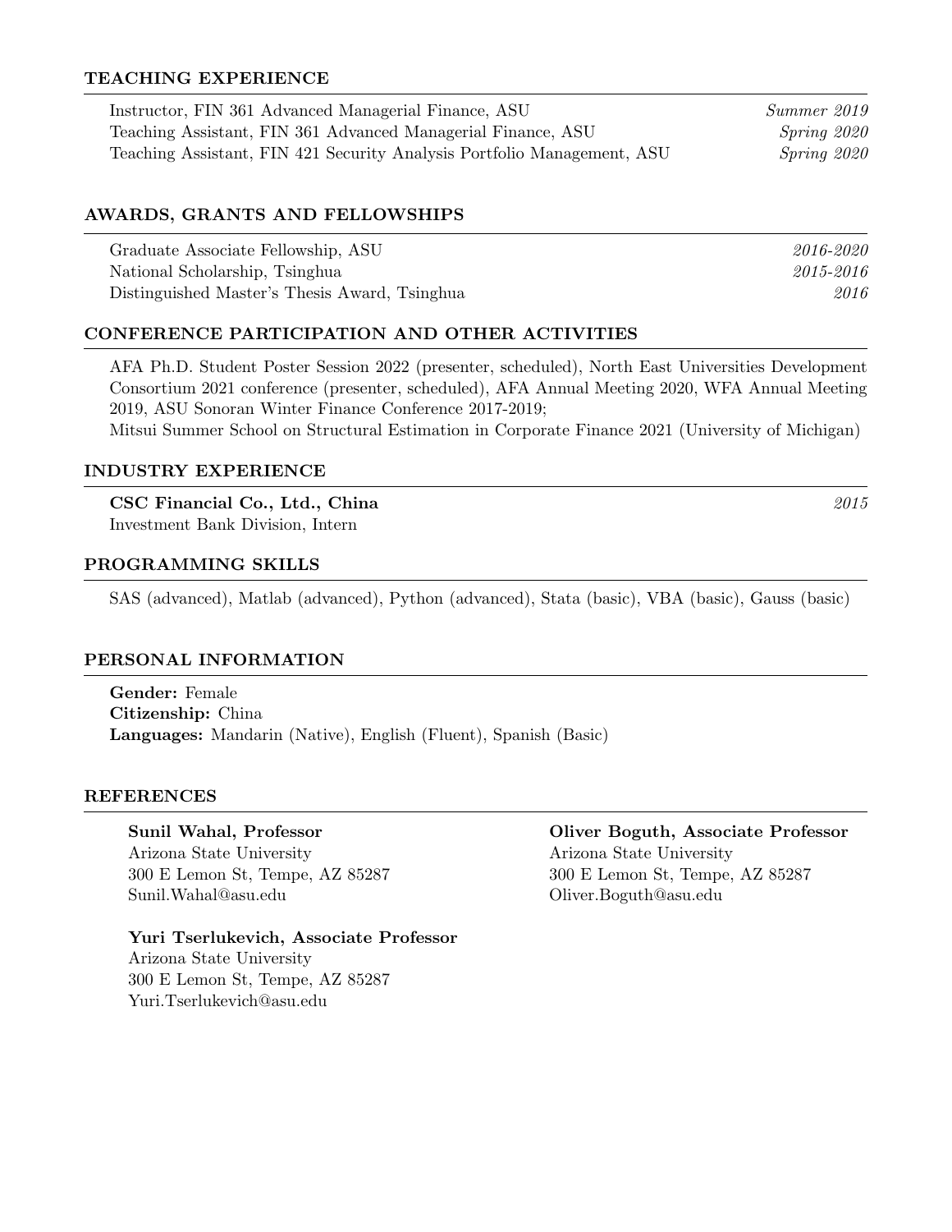## TEACHING EXPERIENCE

| | |
|---|---|
| Instructor, FIN 361 Advanced Managerial Finance, ASU | *Summer 2019* |
| Teaching Assistant, FIN 361 Advanced Managerial Finance, ASU | *Spring 2020* |
| Teaching Assistant, FIN 421 Security Analysis Portfolio Management, ASU | *Spring 2020* |

## AWARDS, GRANTS AND FELLOWSHIPS

| | |
|---|---|
| Graduate Associate Fellowship, ASU | *2016-2020* |
| National Scholarship, Tsinghua | *2015-2016* |
| Distinguished Master's Thesis Award, Tsinghua | *2016* |

## CONFERENCE PARTICIPATION AND OTHER ACTIVITIES

AFA Ph.D. Student Poster Session 2022 (presenter, scheduled), North East Universities Development Consortium 2021 conference (presenter, scheduled), AFA Annual Meeting 2020, WFA Annual Meeting 2019, ASU Sonoran Winter Finance Conference 2017-2019;
Mitsui Summer School on Structural Estimation in Corporate Finance 2021 (University of Michigan)

## INDUSTRY EXPERIENCE

**CSC Financial Co., Ltd., China** *2015*
Investment Bank Division, Intern

## PROGRAMMING SKILLS

SAS (advanced), Matlab (advanced), Python (advanced), Stata (basic), VBA (basic), Gauss (basic)

## PERSONAL INFORMATION

**Gender:** Female
**Citizenship:** China
**Languages:** Mandarin (Native), English (Fluent), Spanish (Basic)

## REFERENCES

**Sunil Wahal, Professor**
Arizona State University
300 E Lemon St, Tempe, AZ 85287
Sunil.Wahal@asu.edu

**Oliver Boguth, Associate Professor**
Arizona State University
300 E Lemon St, Tempe, AZ 85287
Oliver.Boguth@asu.edu

**Yuri Tserlukevich, Associate Professor**
Arizona State University
300 E Lemon St, Tempe, AZ 85287
Yuri.Tserlukevich@asu.edu